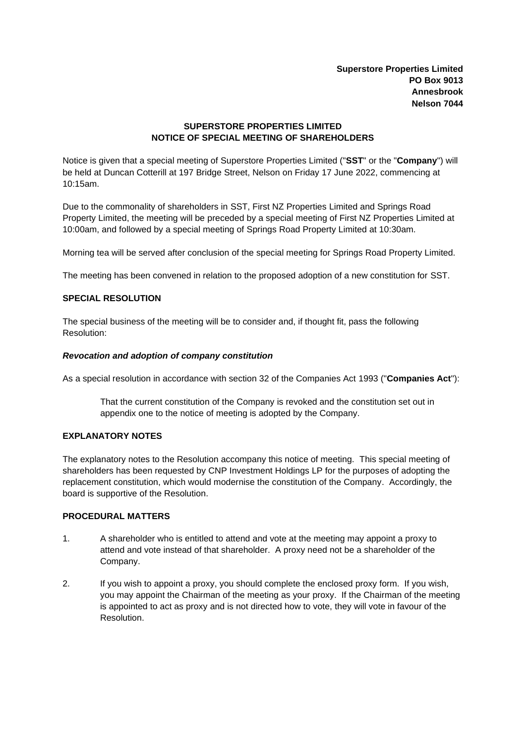**Superstore Properties Limited**
**PO Box 9013**
**Annesbrook**
**Nelson 7044**

# SUPERSTORE PROPERTIES LIMITED
# NOTICE OF SPECIAL MEETING OF SHAREHOLDERS

Notice is given that a special meeting of Superstore Properties Limited ("**SST**" or the "**Company**") will be held at Duncan Cotterill at 197 Bridge Street, Nelson on Friday 17 June 2022, commencing at 10:15am.

Due to the commonality of shareholders in SST, First NZ Properties Limited and Springs Road Property Limited, the meeting will be preceded by a special meeting of First NZ Properties Limited at 10:00am, and followed by a special meeting of Springs Road Property Limited at 10:30am.

Morning tea will be served after conclusion of the special meeting for Springs Road Property Limited.

The meeting has been convened in relation to the proposed adoption of a new constitution for SST.

## SPECIAL RESOLUTION

The special business of the meeting will be to consider and, if thought fit, pass the following Resolution:

### *Revocation and adoption of company constitution*

As a special resolution in accordance with section 32 of the Companies Act 1993 ("**Companies Act**"):

> That the current constitution of the Company is revoked and the constitution set out in appendix one to the notice of meeting is adopted by the Company.

## EXPLANATORY NOTES

The explanatory notes to the Resolution accompany this notice of meeting. This special meeting of shareholders has been requested by CNP Investment Holdings LP for the purposes of adopting the replacement constitution, which would modernise the constitution of the Company. Accordingly, the board is supportive of the Resolution.

## PROCEDURAL MATTERS

1. A shareholder who is entitled to attend and vote at the meeting may appoint a proxy to attend and vote instead of that shareholder. A proxy need not be a shareholder of the Company.

2. If you wish to appoint a proxy, you should complete the enclosed proxy form. If you wish, you may appoint the Chairman of the meeting as your proxy. If the Chairman of the meeting is appointed to act as proxy and is not directed how to vote, they will vote in favour of the Resolution.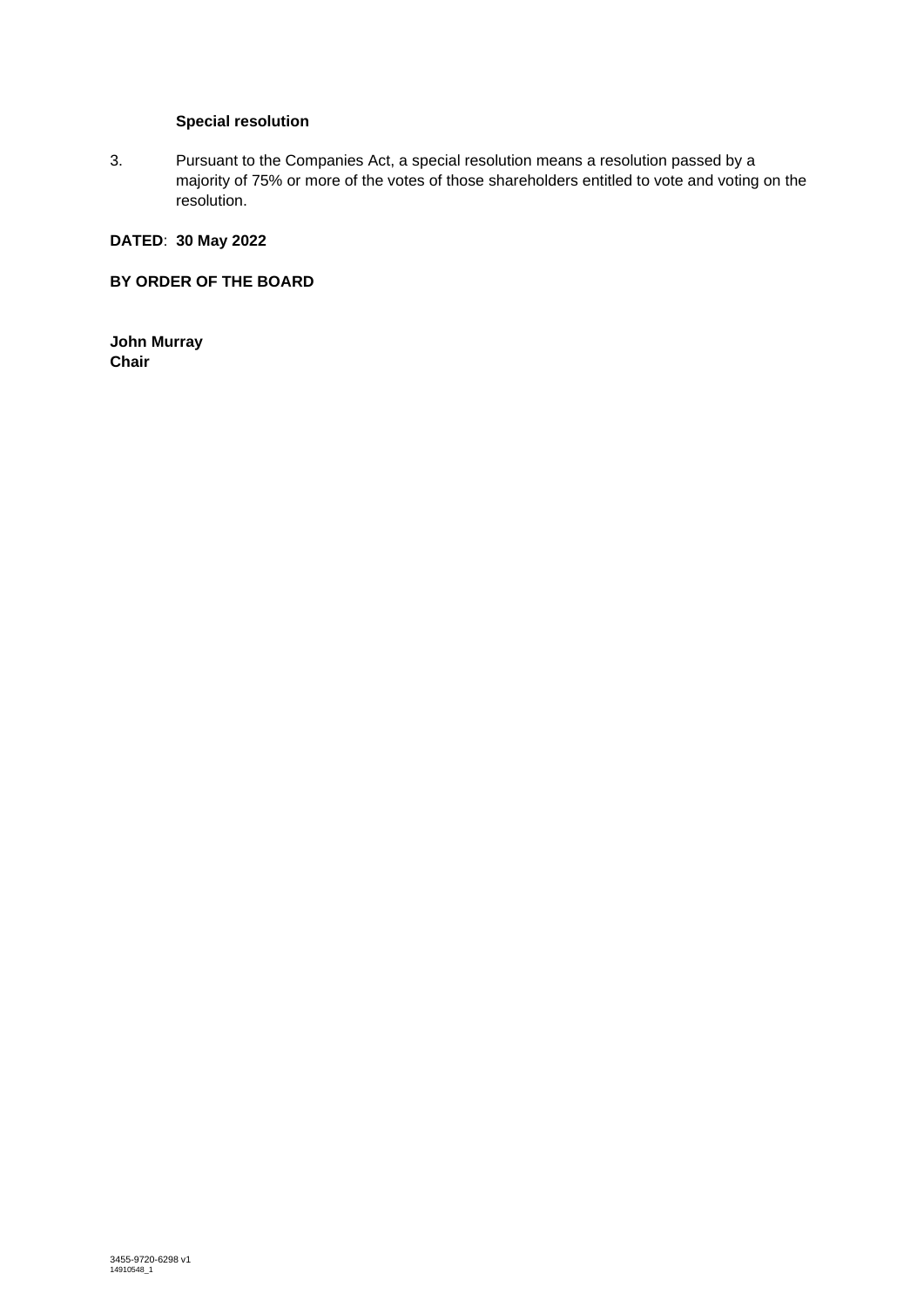**Special resolution**

3. Pursuant to the Companies Act, a special resolution means a resolution passed by a majority of 75% or more of the votes of those shareholders entitled to vote and voting on the resolution.

**DATED**: **30 May 2022**

**BY ORDER OF THE BOARD**

**John Murray**
**Chair**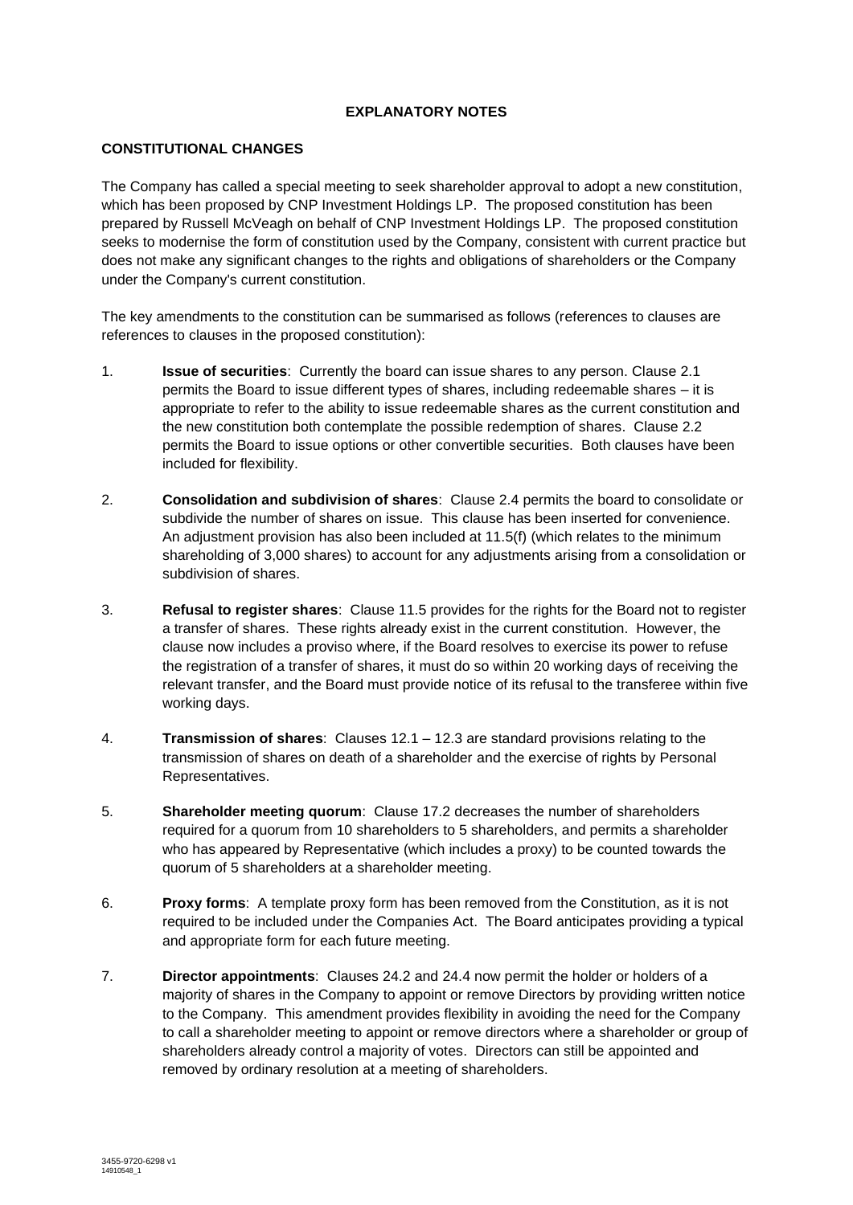**EXPLANATORY NOTES**

**CONSTITUTIONAL CHANGES**

The Company has called a special meeting to seek shareholder approval to adopt a new constitution, which has been proposed by CNP Investment Holdings LP. The proposed constitution has been prepared by Russell McVeagh on behalf of CNP Investment Holdings LP. The proposed constitution seeks to modernise the form of constitution used by the Company, consistent with current practice but does not make any significant changes to the rights and obligations of shareholders or the Company under the Company's current constitution.

The key amendments to the constitution can be summarised as follows (references to clauses are references to clauses in the proposed constitution):

1. **Issue of securities**: Currently the board can issue shares to any person. Clause 2.1 permits the Board to issue different types of shares, including redeemable shares – it is appropriate to refer to the ability to issue redeemable shares as the current constitution and the new constitution both contemplate the possible redemption of shares. Clause 2.2 permits the Board to issue options or other convertible securities. Both clauses have been included for flexibility.

2. **Consolidation and subdivision of shares**: Clause 2.4 permits the board to consolidate or subdivide the number of shares on issue. This clause has been inserted for convenience. An adjustment provision has also been included at 11.5(f) (which relates to the minimum shareholding of 3,000 shares) to account for any adjustments arising from a consolidation or subdivision of shares.

3. **Refusal to register shares**: Clause 11.5 provides for the rights for the Board not to register a transfer of shares. These rights already exist in the current constitution. However, the clause now includes a proviso where, if the Board resolves to exercise its power to refuse the registration of a transfer of shares, it must do so within 20 working days of receiving the relevant transfer, and the Board must provide notice of its refusal to the transferee within five working days.

4. **Transmission of shares**: Clauses 12.1 – 12.3 are standard provisions relating to the transmission of shares on death of a shareholder and the exercise of rights by Personal Representatives.

5. **Shareholder meeting quorum**: Clause 17.2 decreases the number of shareholders required for a quorum from 10 shareholders to 5 shareholders, and permits a shareholder who has appeared by Representative (which includes a proxy) to be counted towards the quorum of 5 shareholders at a shareholder meeting.

6. **Proxy forms**: A template proxy form has been removed from the Constitution, as it is not required to be included under the Companies Act. The Board anticipates providing a typical and appropriate form for each future meeting.

7. **Director appointments**: Clauses 24.2 and 24.4 now permit the holder or holders of a majority of shares in the Company to appoint or remove Directors by providing written notice to the Company. This amendment provides flexibility in avoiding the need for the Company to call a shareholder meeting to appoint or remove directors where a shareholder or group of shareholders already control a majority of votes. Directors can still be appointed and removed by ordinary resolution at a meeting of shareholders.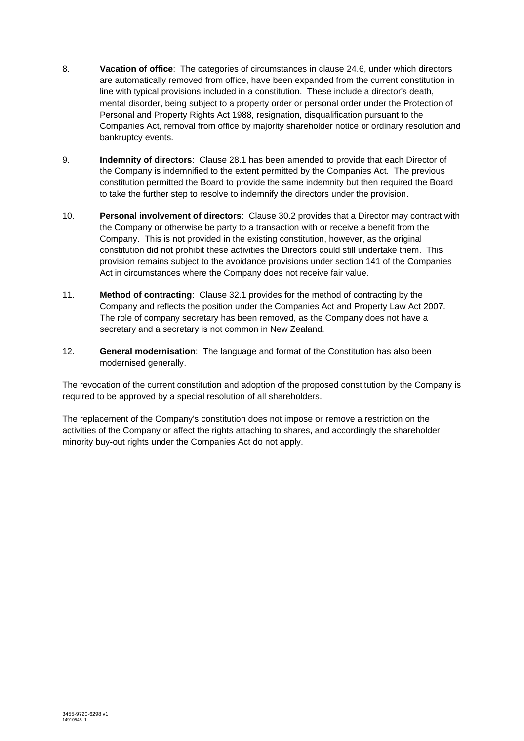8. **Vacation of office**: The categories of circumstances in clause 24.6, under which directors are automatically removed from office, have been expanded from the current constitution in line with typical provisions included in a constitution. These include a director's death, mental disorder, being subject to a property order or personal order under the Protection of Personal and Property Rights Act 1988, resignation, disqualification pursuant to the Companies Act, removal from office by majority shareholder notice or ordinary resolution and bankruptcy events.

9. **Indemnity of directors**: Clause 28.1 has been amended to provide that each Director of the Company is indemnified to the extent permitted by the Companies Act. The previous constitution permitted the Board to provide the same indemnity but then required the Board to take the further step to resolve to indemnify the directors under the provision.

10. **Personal involvement of directors**: Clause 30.2 provides that a Director may contract with the Company or otherwise be party to a transaction with or receive a benefit from the Company. This is not provided in the existing constitution, however, as the original constitution did not prohibit these activities the Directors could still undertake them. This provision remains subject to the avoidance provisions under section 141 of the Companies Act in circumstances where the Company does not receive fair value.

11. **Method of contracting**: Clause 32.1 provides for the method of contracting by the Company and reflects the position under the Companies Act and Property Law Act 2007. The role of company secretary has been removed, as the Company does not have a secretary and a secretary is not common in New Zealand.

12. **General modernisation**: The language and format of the Constitution has also been modernised generally.

The revocation of the current constitution and adoption of the proposed constitution by the Company is required to be approved by a special resolution of all shareholders.

The replacement of the Company's constitution does not impose or remove a restriction on the activities of the Company or affect the rights attaching to shares, and accordingly the shareholder minority buy-out rights under the Companies Act do not apply.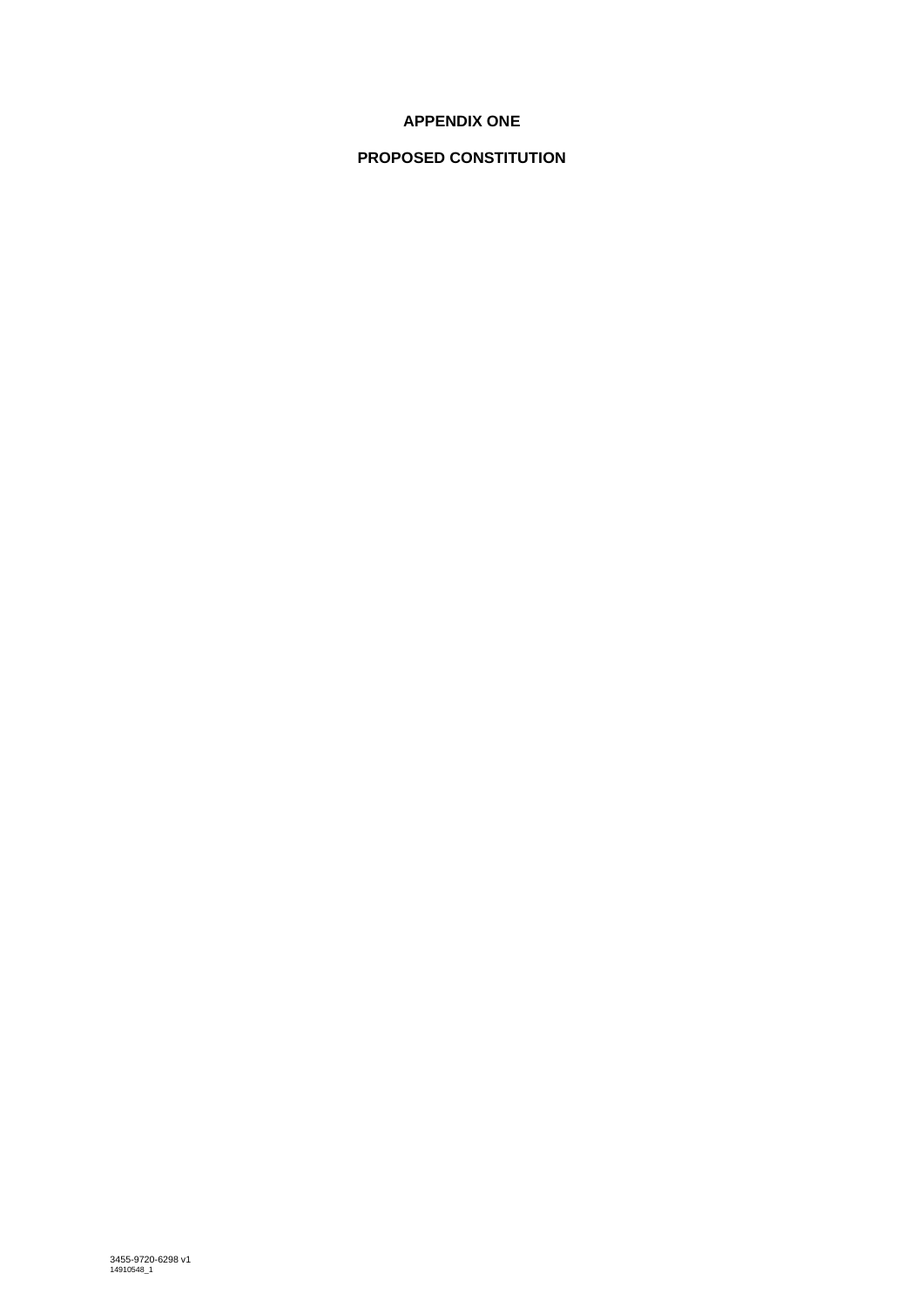# APPENDIX ONE

# PROPOSED CONSTITUTION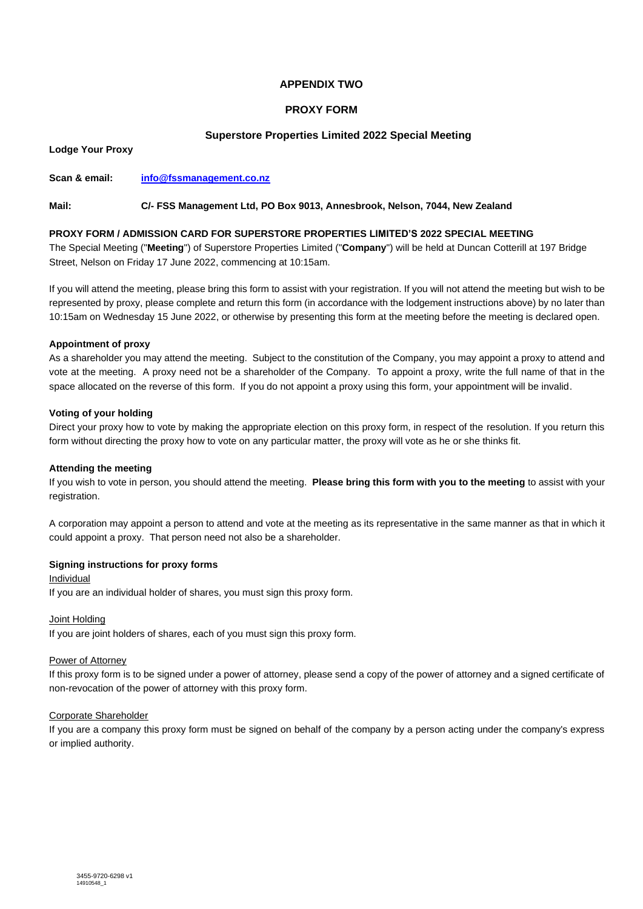# APPENDIX TWO

## PROXY FORM

### Superstore Properties Limited 2022 Special Meeting

**Lodge Your Proxy**

**Scan & email:** **info@fssmanagement.co.nz**

**Mail:** **C/- FSS Management Ltd, PO Box 9013, Annesbrook, Nelson, 7044, New Zealand**

**PROXY FORM / ADMISSION CARD FOR SUPERSTORE PROPERTIES LIMITED'S 2022 SPECIAL MEETING**

The Special Meeting ("**Meeting**") of Superstore Properties Limited ("**Company**") will be held at Duncan Cotterill at 197 Bridge Street, Nelson on Friday 17 June 2022, commencing at 10:15am.

If you will attend the meeting, please bring this form to assist with your registration. If you will not attend the meeting but wish to be represented by proxy, please complete and return this form (in accordance with the lodgement instructions above) by no later than 10:15am on Wednesday 15 June 2022, or otherwise by presenting this form at the meeting before the meeting is declared open.

**Appointment of proxy**

As a shareholder you may attend the meeting. Subject to the constitution of the Company, you may appoint a proxy to attend and vote at the meeting. A proxy need not be a shareholder of the Company. To appoint a proxy, write the full name of that in the space allocated on the reverse of this form. If you do not appoint a proxy using this form, your appointment will be invalid.

**Voting of your holding**

Direct your proxy how to vote by making the appropriate election on this proxy form, in respect of the resolution. If you return this form without directing the proxy how to vote on any particular matter, the proxy will vote as he or she thinks fit.

**Attending the meeting**

If you wish to vote in person, you should attend the meeting. **Please bring this form with you to the meeting** to assist with your registration.

A corporation may appoint a person to attend and vote at the meeting as its representative in the same manner as that in which it could appoint a proxy. That person need not also be a shareholder.

**Signing instructions for proxy forms**

Individual

If you are an individual holder of shares, you must sign this proxy form.

Joint Holding

If you are joint holders of shares, each of you must sign this proxy form.

Power of Attorney

If this proxy form is to be signed under a power of attorney, please send a copy of the power of attorney and a signed certificate of non-revocation of the power of attorney with this proxy form.

Corporate Shareholder

If you are a company this proxy form must be signed on behalf of the company by a person acting under the company's express or implied authority.

3455-9720-6298 v1
14910548_1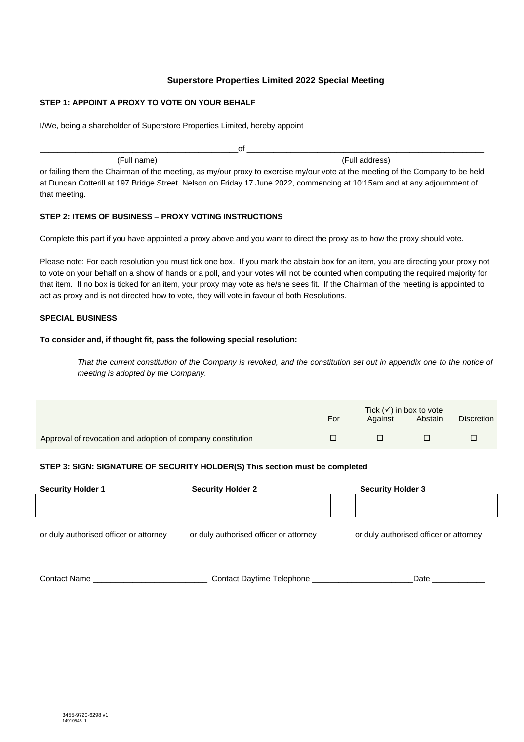## Superstore Properties Limited 2022 Special Meeting

**STEP 1: APPOINT A PROXY TO VOTE ON YOUR BEHALF**

I/We, being a shareholder of Superstore Properties Limited, hereby appoint

_____________________________________________ of ______________________________________________________

(Full name) (Full address)

or failing them the Chairman of the meeting, as my/our proxy to exercise my/our vote at the meeting of the Company to be held at Duncan Cotterill at 197 Bridge Street, Nelson on Friday 17 June 2022, commencing at 10:15am and at any adjournment of that meeting.

**STEP 2: ITEMS OF BUSINESS – PROXY VOTING INSTRUCTIONS**

Complete this part if you have appointed a proxy above and you want to direct the proxy as to how the proxy should vote.

Please note: For each resolution you must tick one box. If you mark the abstain box for an item, you are directing your proxy not to vote on your behalf on a show of hands or a poll, and your votes will not be counted when computing the required majority for that item. If no box is ticked for an item, your proxy may vote as he/she sees fit. If the Chairman of the meeting is appointed to act as proxy and is not directed how to vote, they will vote in favour of both Resolutions.

**SPECIAL BUSINESS**

**To consider and, if thought fit, pass the following special resolution:**

*That the current constitution of the Company is revoked, and the constitution set out in appendix one to the notice of meeting is adopted by the Company.*

| | Tick (✓) in box to vote | | | |
|---|---|---|---|---|
| | For | Against | Abstain | Discretion |
| Approval of revocation and adoption of company constitution | ☐ | ☐ | ☐ | ☐ |

**STEP 3: SIGN: SIGNATURE OF SECURITY HOLDER(S) This section must be completed**

| Security Holder 1 | Security Holder 2 | Security Holder 3 |
|---|---|---|
| | | |
| or duly authorised officer or attorney | or duly authorised officer or attorney | or duly authorised officer or attorney |

Contact Name _________________________ Contact Daytime Telephone ______________________ Date ____________

3455-9720-6298 v1
14910548_1